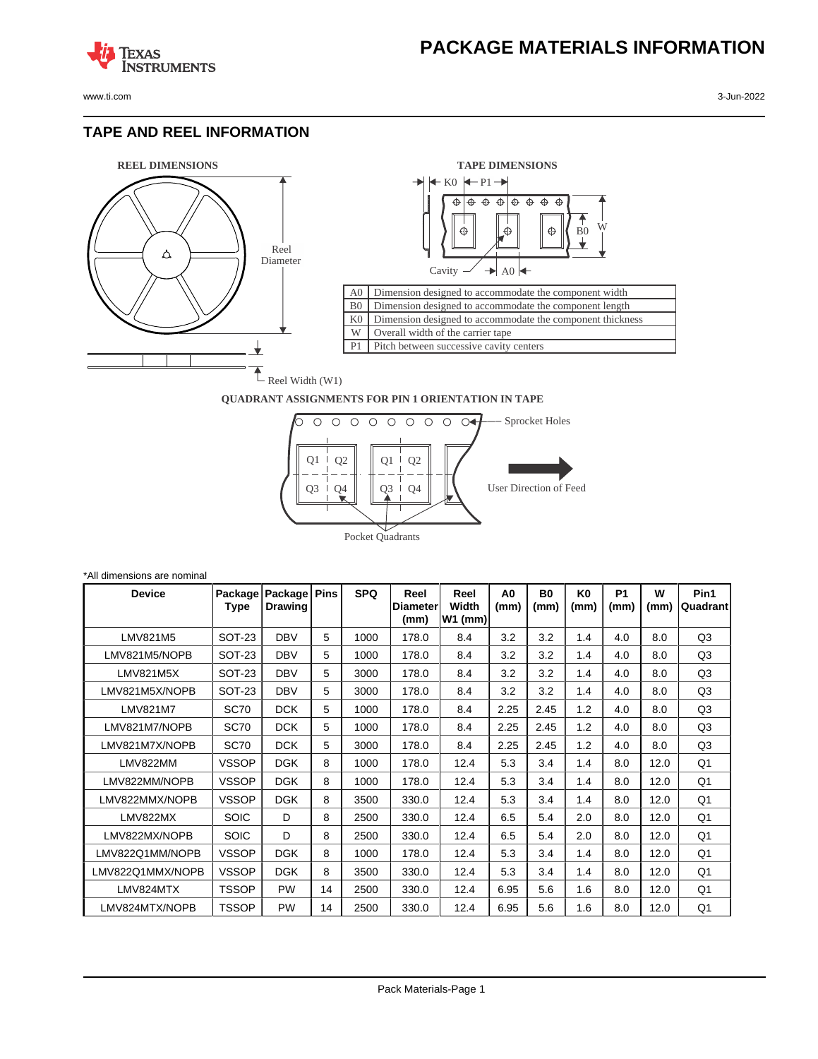# PACKAGE MATERIALS INFORMATION

## TAPE AND REEL INFORMATION

**REEL DIMENSIONS**

Reel Diameter

Reel Width (W1)

**TAPE DIMENSIONS**

| | |
|---|---|
| A0 | Dimension designed to accommodate the component width |
| B0 | Dimension designed to accommodate the component length |
| K0 | Dimension designed to accommodate the component thickness |
| W | Overall width of the carrier tape |
| P1 | Pitch between successive cavity centers |

**QUADRANT ASSIGNMENTS FOR PIN 1 ORIENTATION IN TAPE**

Sprocket Holes

User Direction of Feed

Pocket Quadrants

*All dimensions are nominal

| Device | Package Type | Package Drawing | Pins | SPQ | Reel Diameter (mm) | Reel Width W1 (mm) | A0 (mm) | B0 (mm) | K0 (mm) | P1 (mm) | W (mm) | Pin1 Quadrant |
|---|---|---|---|---|---|---|---|---|---|---|---|---|
| LMV821M5 | SOT-23 | DBV | 5 | 1000 | 178.0 | 8.4 | 3.2 | 3.2 | 1.4 | 4.0 | 8.0 | Q3 |
| LMV821M5/NOPB | SOT-23 | DBV | 5 | 1000 | 178.0 | 8.4 | 3.2 | 3.2 | 1.4 | 4.0 | 8.0 | Q3 |
| LMV821M5X | SOT-23 | DBV | 5 | 3000 | 178.0 | 8.4 | 3.2 | 3.2 | 1.4 | 4.0 | 8.0 | Q3 |
| LMV821M5X/NOPB | SOT-23 | DBV | 5 | 3000 | 178.0 | 8.4 | 3.2 | 3.2 | 1.4 | 4.0 | 8.0 | Q3 |
| LMV821M7 | SC70 | DCK | 5 | 1000 | 178.0 | 8.4 | 2.25 | 2.45 | 1.2 | 4.0 | 8.0 | Q3 |
| LMV821M7/NOPB | SC70 | DCK | 5 | 1000 | 178.0 | 8.4 | 2.25 | 2.45 | 1.2 | 4.0 | 8.0 | Q3 |
| LMV821M7X/NOPB | SC70 | DCK | 5 | 3000 | 178.0 | 8.4 | 2.25 | 2.45 | 1.2 | 4.0 | 8.0 | Q3 |
| LMV822MM | VSSOP | DGK | 8 | 1000 | 178.0 | 12.4 | 5.3 | 3.4 | 1.4 | 8.0 | 12.0 | Q1 |
| LMV822MM/NOPB | VSSOP | DGK | 8 | 1000 | 178.0 | 12.4 | 5.3 | 3.4 | 1.4 | 8.0 | 12.0 | Q1 |
| LMV822MMX/NOPB | VSSOP | DGK | 8 | 3500 | 330.0 | 12.4 | 5.3 | 3.4 | 1.4 | 8.0 | 12.0 | Q1 |
| LMV822MX | SOIC | D | 8 | 2500 | 330.0 | 12.4 | 6.5 | 5.4 | 2.0 | 8.0 | 12.0 | Q1 |
| LMV822MX/NOPB | SOIC | D | 8 | 2500 | 330.0 | 12.4 | 6.5 | 5.4 | 2.0 | 8.0 | 12.0 | Q1 |
| LMV822Q1MM/NOPB | VSSOP | DGK | 8 | 1000 | 178.0 | 12.4 | 5.3 | 3.4 | 1.4 | 8.0 | 12.0 | Q1 |
| LMV822Q1MMX/NOPB | VSSOP | DGK | 8 | 3500 | 330.0 | 12.4 | 5.3 | 3.4 | 1.4 | 8.0 | 12.0 | Q1 |
| LMV824MTX | TSSOP | PW | 14 | 2500 | 330.0 | 12.4 | 6.95 | 5.6 | 1.6 | 8.0 | 12.0 | Q1 |
| LMV824MTX/NOPB | TSSOP | PW | 14 | 2500 | 330.0 | 12.4 | 6.95 | 5.6 | 1.6 | 8.0 | 12.0 | Q1 |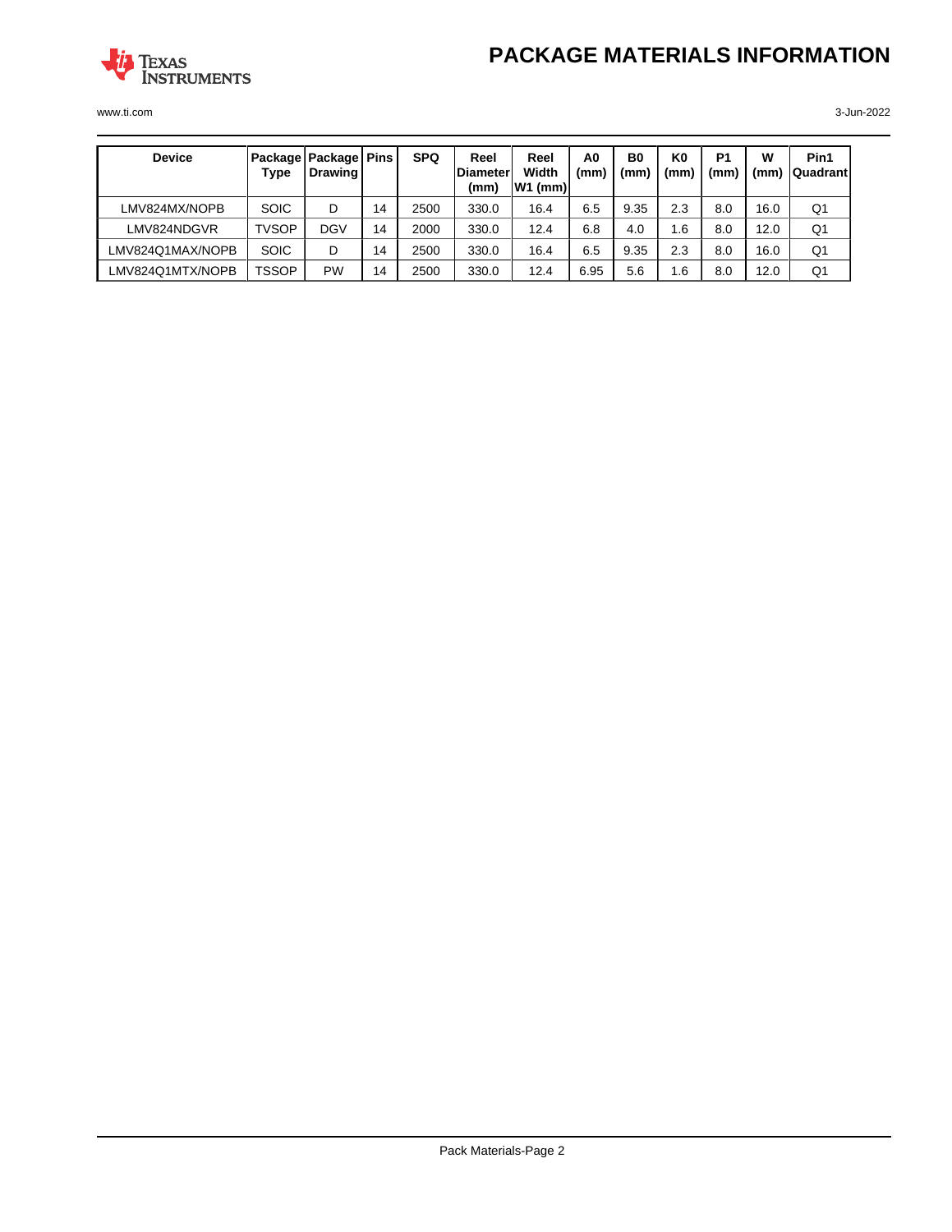# PACKAGE MATERIALS INFORMATION

| Device | Package Type | Package Drawing | Pins | SPQ | Reel Diameter (mm) | Reel Width W1 (mm) | A0 (mm) | B0 (mm) | K0 (mm) | P1 (mm) | W (mm) | Pin1 Quadrant |
|---|---|---|---|---|---|---|---|---|---|---|---|---|
| LMV824MX/NOPB | SOIC | D | 14 | 2500 | 330.0 | 16.4 | 6.5 | 9.35 | 2.3 | 8.0 | 16.0 | Q1 |
| LMV824NDGVR | TVSOP | DGV | 14 | 2000 | 330.0 | 12.4 | 6.8 | 4.0 | 1.6 | 8.0 | 12.0 | Q1 |
| LMV824Q1MAX/NOPB | SOIC | D | 14 | 2500 | 330.0 | 16.4 | 6.5 | 9.35 | 2.3 | 8.0 | 16.0 | Q1 |
| LMV824Q1MTX/NOPB | TSSOP | PW | 14 | 2500 | 330.0 | 12.4 | 6.95 | 5.6 | 1.6 | 8.0 | 12.0 | Q1 |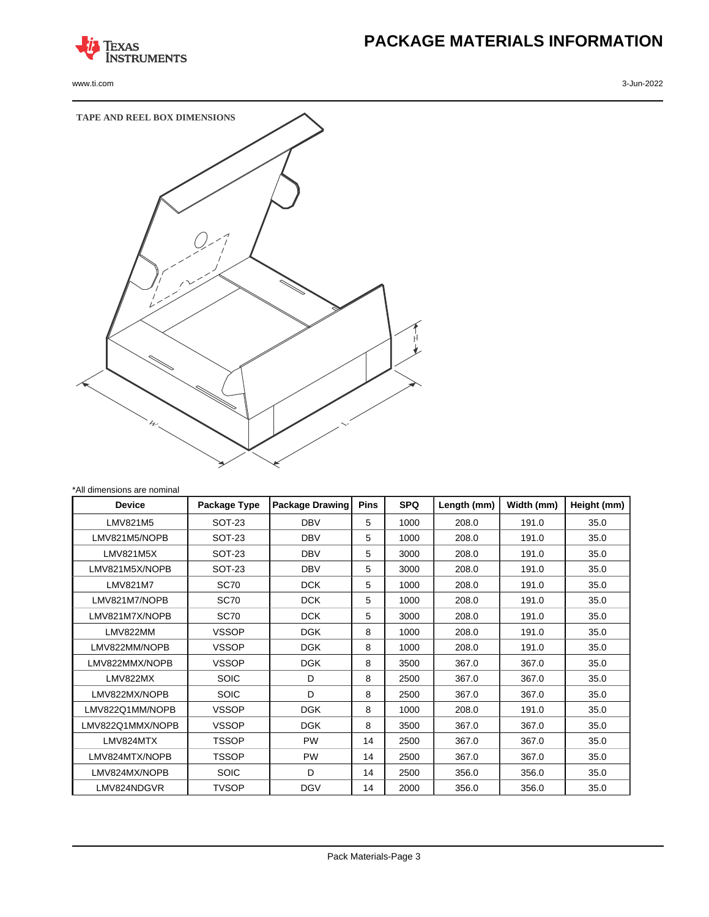# PACKAGE MATERIALS INFORMATION

TAPE AND REEL BOX DIMENSIONS

H

W

L

*All dimensions are nominal

| Device | Package Type | Package Drawing | Pins | SPQ | Length (mm) | Width (mm) | Height (mm) |
|---|---|---|---|---|---|---|---|
| LMV821M5 | SOT-23 | DBV | 5 | 1000 | 208.0 | 191.0 | 35.0 |
| LMV821M5/NOPB | SOT-23 | DBV | 5 | 1000 | 208.0 | 191.0 | 35.0 |
| LMV821M5X | SOT-23 | DBV | 5 | 3000 | 208.0 | 191.0 | 35.0 |
| LMV821M5X/NOPB | SOT-23 | DBV | 5 | 3000 | 208.0 | 191.0 | 35.0 |
| LMV821M7 | SC70 | DCK | 5 | 1000 | 208.0 | 191.0 | 35.0 |
| LMV821M7/NOPB | SC70 | DCK | 5 | 1000 | 208.0 | 191.0 | 35.0 |
| LMV821M7X/NOPB | SC70 | DCK | 5 | 3000 | 208.0 | 191.0 | 35.0 |
| LMV822MM | VSSOP | DGK | 8 | 1000 | 208.0 | 191.0 | 35.0 |
| LMV822MM/NOPB | VSSOP | DGK | 8 | 1000 | 208.0 | 191.0 | 35.0 |
| LMV822MMX/NOPB | VSSOP | DGK | 8 | 3500 | 367.0 | 367.0 | 35.0 |
| LMV822MX | SOIC | D | 8 | 2500 | 367.0 | 367.0 | 35.0 |
| LMV822MX/NOPB | SOIC | D | 8 | 2500 | 367.0 | 367.0 | 35.0 |
| LMV822Q1MM/NOPB | VSSOP | DGK | 8 | 1000 | 208.0 | 191.0 | 35.0 |
| LMV822Q1MMX/NOPB | VSSOP | DGK | 8 | 3500 | 367.0 | 367.0 | 35.0 |
| LMV824MTX | TSSOP | PW | 14 | 2500 | 367.0 | 367.0 | 35.0 |
| LMV824MTX/NOPB | TSSOP | PW | 14 | 2500 | 367.0 | 367.0 | 35.0 |
| LMV824MX/NOPB | SOIC | D | 14 | 2500 | 356.0 | 356.0 | 35.0 |
| LMV824NDGVR | TVSOP | DGV | 14 | 2000 | 356.0 | 356.0 | 35.0 |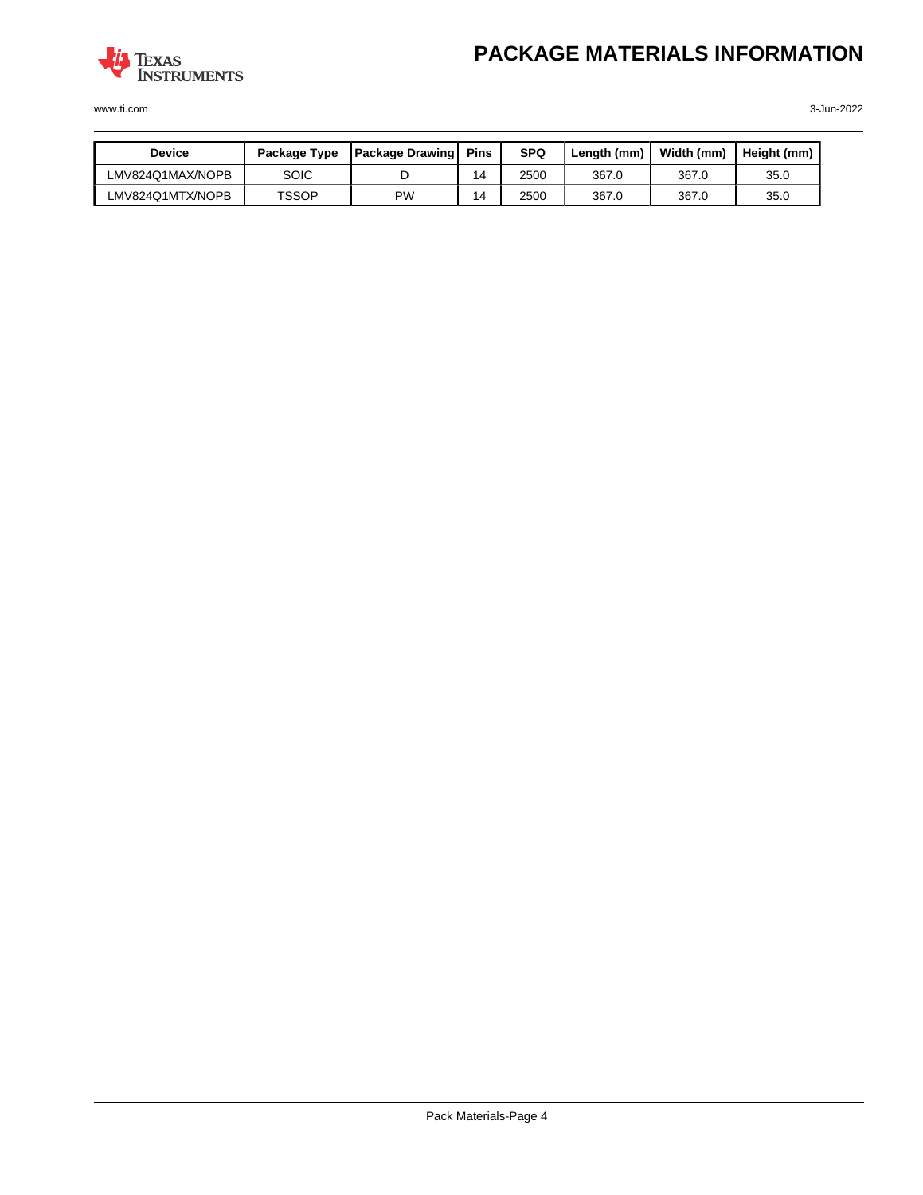| Device | Package Type | Package Drawing | Pins | SPQ | Length (mm) | Width (mm) | Height (mm) |
| --- | --- | --- | --- | --- | --- | --- | --- |
| LMV824Q1MAX/NOPB | SOIC | D | 14 | 2500 | 367.0 | 367.0 | 35.0 |
| LMV824Q1MTX/NOPB | TSSOP | PW | 14 | 2500 | 367.0 | 367.0 | 35.0 |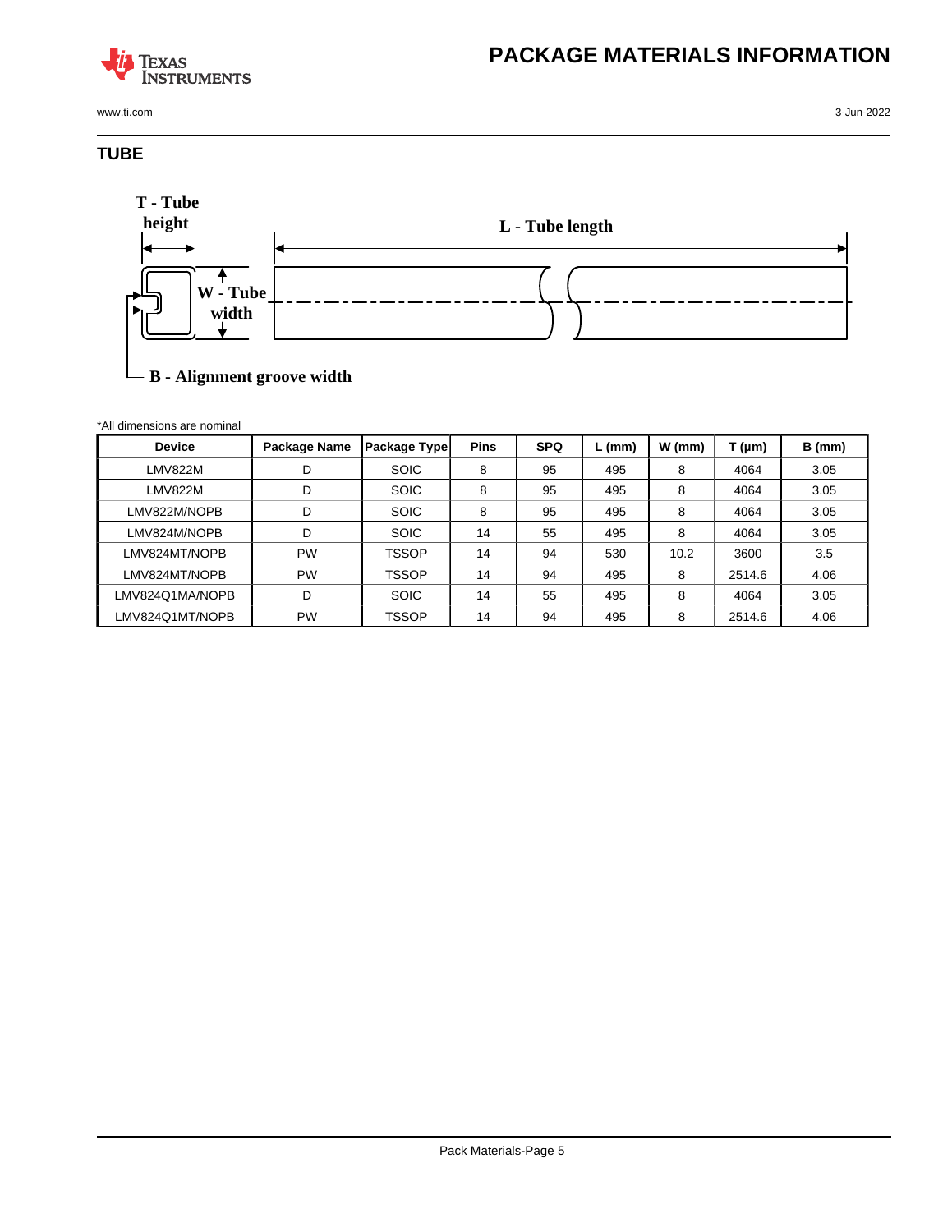## TUBE

T - Tube height

L - Tube length

W - Tube width

B - Alignment groove width

*All dimensions are nominal

| Device | Package Name | Package Type | Pins | SPQ | L (mm) | W (mm) | T (µm) | B (mm) |
|---|---|---|---|---|---|---|---|---|
| LMV822M | D | SOIC | 8 | 95 | 495 | 8 | 4064 | 3.05 |
| LMV822M | D | SOIC | 8 | 95 | 495 | 8 | 4064 | 3.05 |
| LMV822M/NOPB | D | SOIC | 8 | 95 | 495 | 8 | 4064 | 3.05 |
| LMV824M/NOPB | D | SOIC | 14 | 55 | 495 | 8 | 4064 | 3.05 |
| LMV824MT/NOPB | PW | TSSOP | 14 | 94 | 530 | 10.2 | 3600 | 3.5 |
| LMV824MT/NOPB | PW | TSSOP | 14 | 94 | 495 | 8 | 2514.6 | 4.06 |
| LMV824Q1MA/NOPB | D | SOIC | 14 | 55 | 495 | 8 | 4064 | 3.05 |
| LMV824Q1MT/NOPB | PW | TSSOP | 14 | 94 | 495 | 8 | 2514.6 | 4.06 |